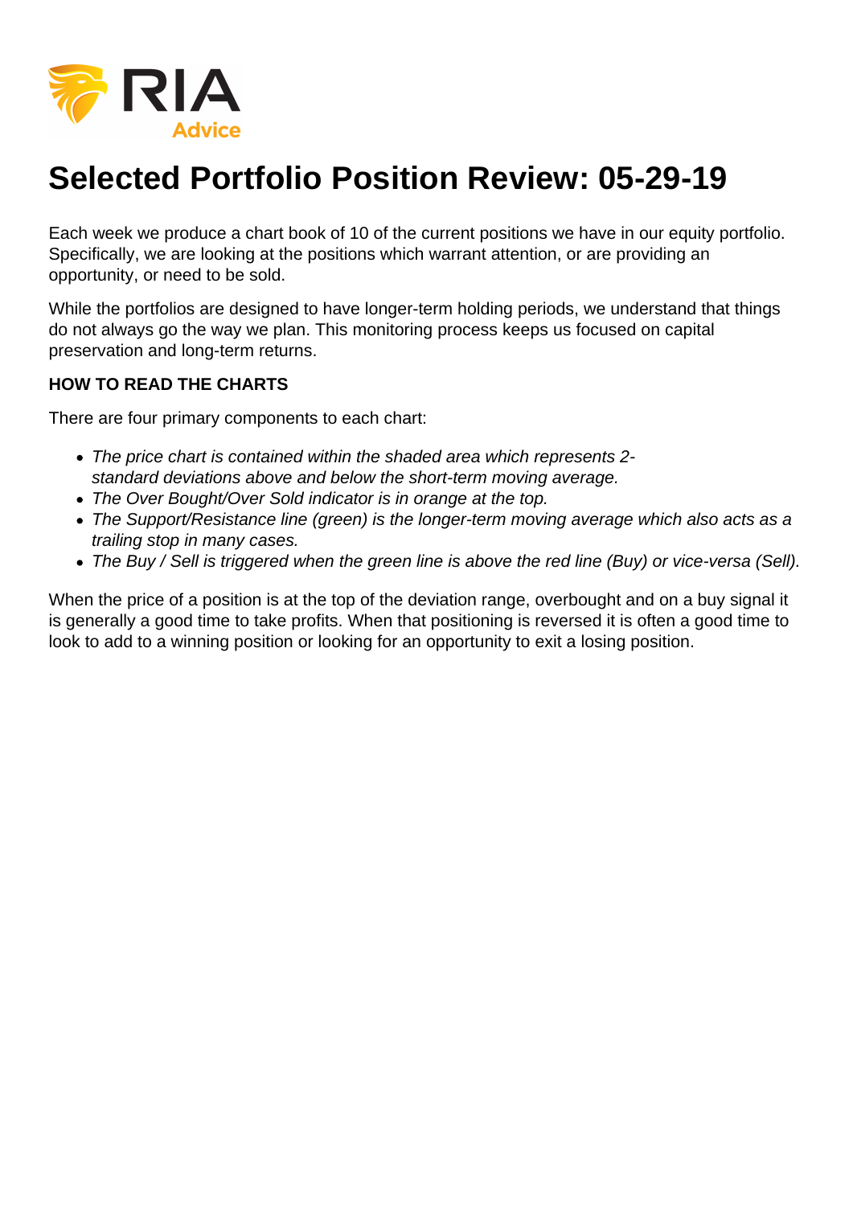RIA Advice

# Selected Portfolio Position Review: 05-29-19

Each week we produce a chart book of 10 of the current positions we have in our equity portfolio. Specifically, we are looking at the positions which warrant attention, or are providing an opportunity, or need to be sold.

While the portfolios are designed to have longer-term holding periods, we understand that things do not always go the way we plan. This monitoring process keeps us focused on capital preservation and long-term returns.

**HOW TO READ THE CHARTS**

There are four primary components to each chart:

- *The price chart is contained within the shaded area which represents 2-standard deviations above and below the short-term moving average.*
- *The Over Bought/Over Sold indicator is in orange at the top.*
- *The Support/Resistance line (green) is the longer-term moving average which also acts as a trailing stop in many cases.*
- *The Buy / Sell is triggered when the green line is above the red line (Buy) or vice-versa (Sell).*

When the price of a position is at the top of the deviation range, overbought and on a buy signal it is generally a good time to take profits. When that positioning is reversed it is often a good time to look to add to a winning position or looking for an opportunity to exit a losing position.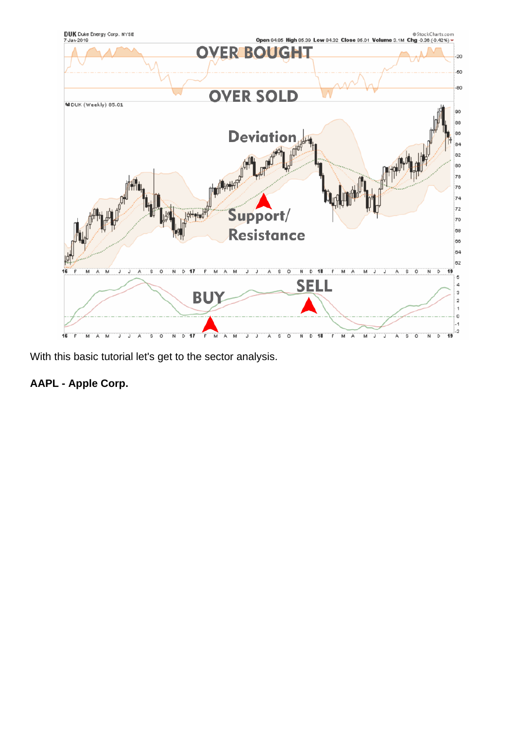With this basic tutorial let's get to the sector analysis.

**AAPL - Apple Corp.**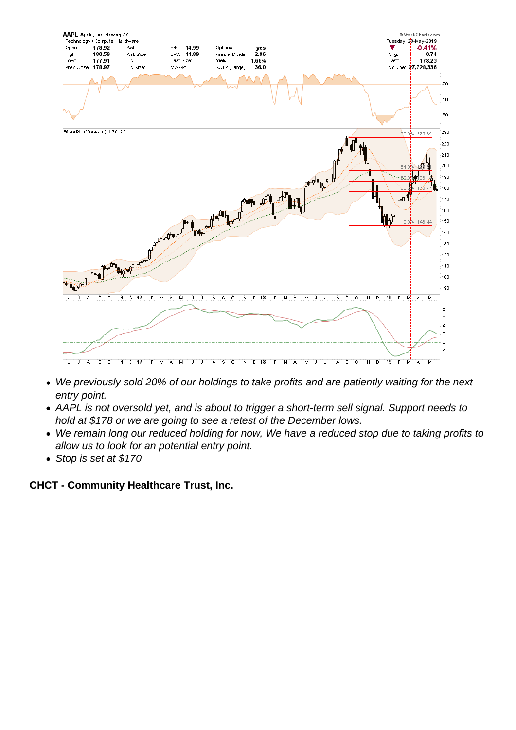- We previously sold 20% of our holdings to take profits and are patiently waiting for the next entry point.
- AAPL is not oversold yet, and is about to trigger a short-term sell signal. Support needs to hold at $178 or we are going to see a retest of the December lows.
- We remain long our reduced holding for now, We have a reduced stop due to taking profits to allow us to look for an potential entry point.
- Stop is set at $170

**CHCT - Community Healthcare Trust, Inc.**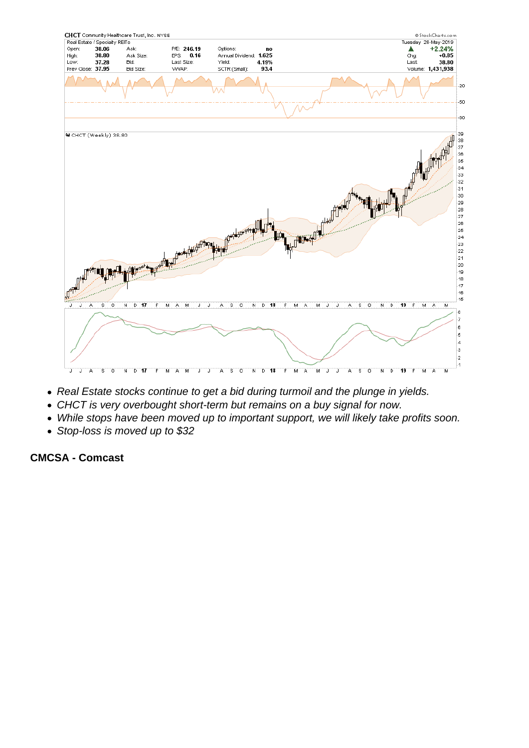- Real Estate stocks continue to get a bid during turmoil and the plunge in yields.
- CHCT is very overbought short-term but remains on a buy signal for now.
- While stops have been moved up to important support, we will likely take profits soon.
- Stop-loss is moved up to $32

**CMCSA - Comcast**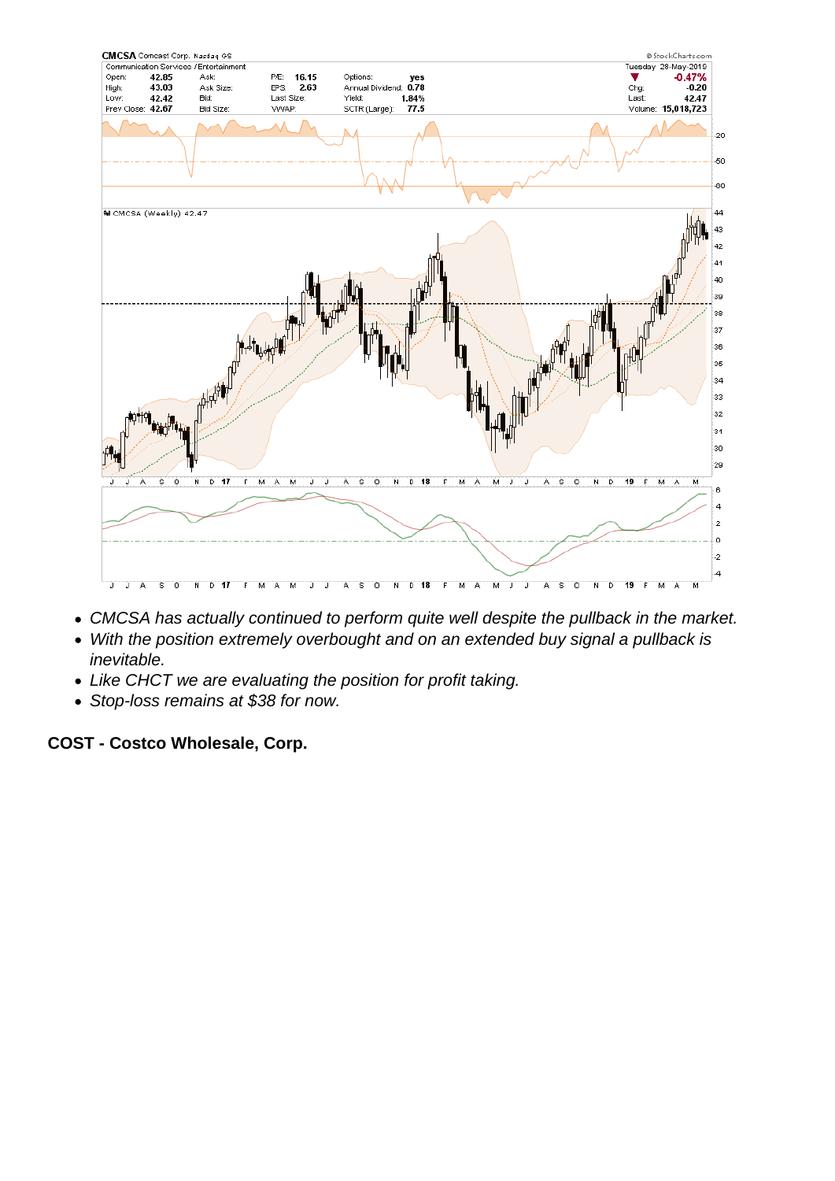- *CMCSA has actually continued to perform quite well despite the pullback in the market.*
- *With the position extremely overbought and on an extended buy signal a pullback is inevitable.*
- *Like CHCT we are evaluating the position for profit taking.*
- *Stop-loss remains at $38 for now.*

**COST - Costco Wholesale, Corp.**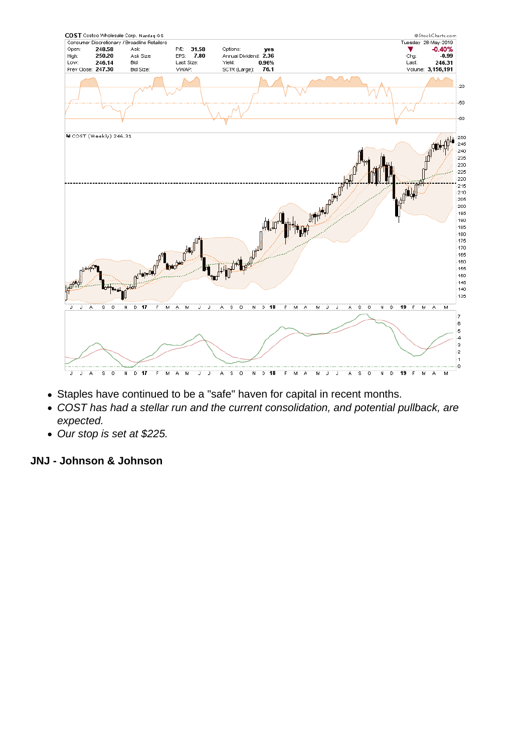- Staples have continued to be a "safe" haven for capital in recent months.
- *COST has had a stellar run and the current consolidation, and potential pullback, are expected.*
- *Our stop is set at $225.*

**JNJ - Johnson & Johnson**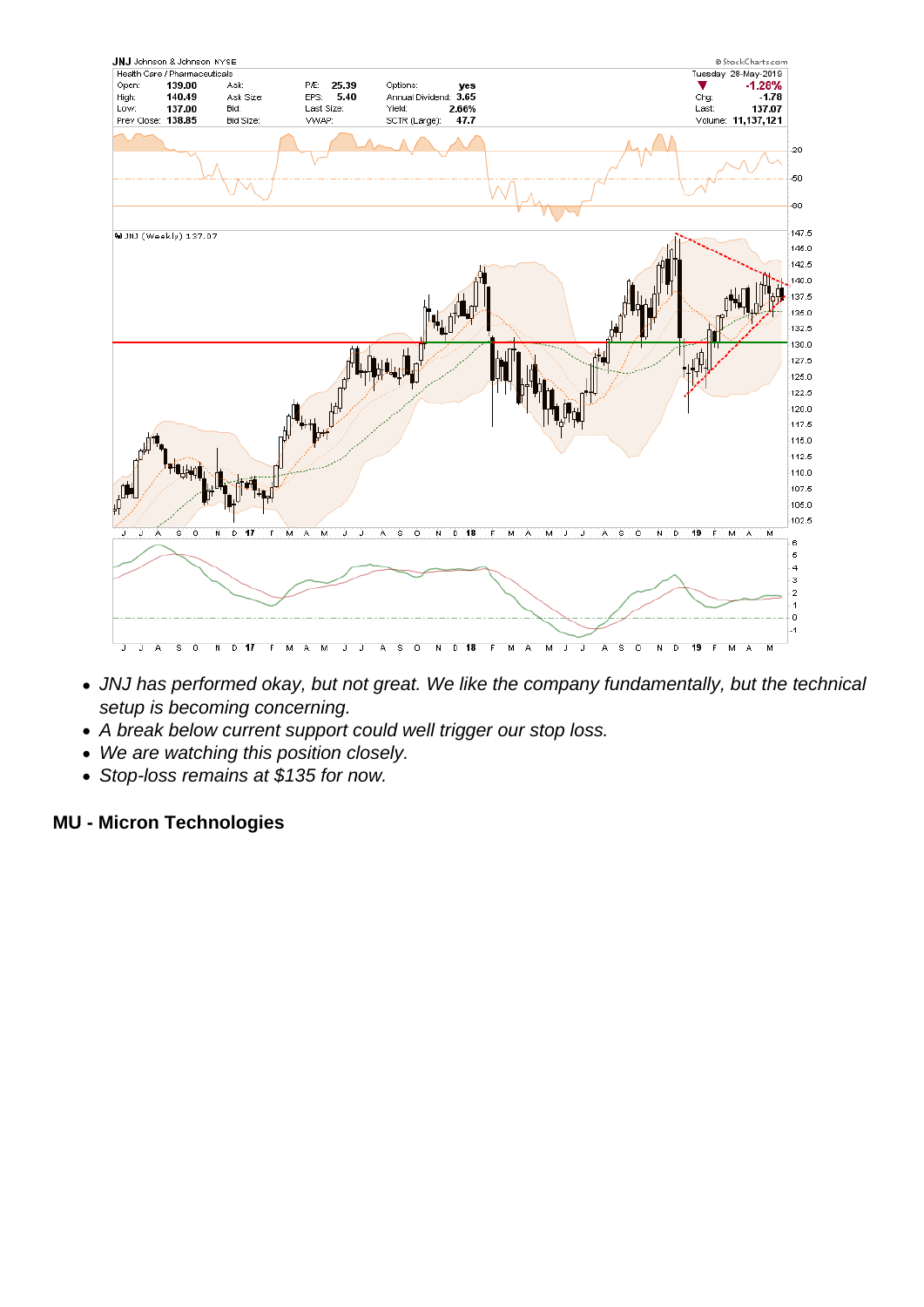- JNJ has performed okay, but not great. We like the company fundamentally, but the technical setup is becoming concerning.
- A break below current support could well trigger our stop loss.
- We are watching this position closely.
- Stop-loss remains at $135 for now.

**MU - Micron Technologies**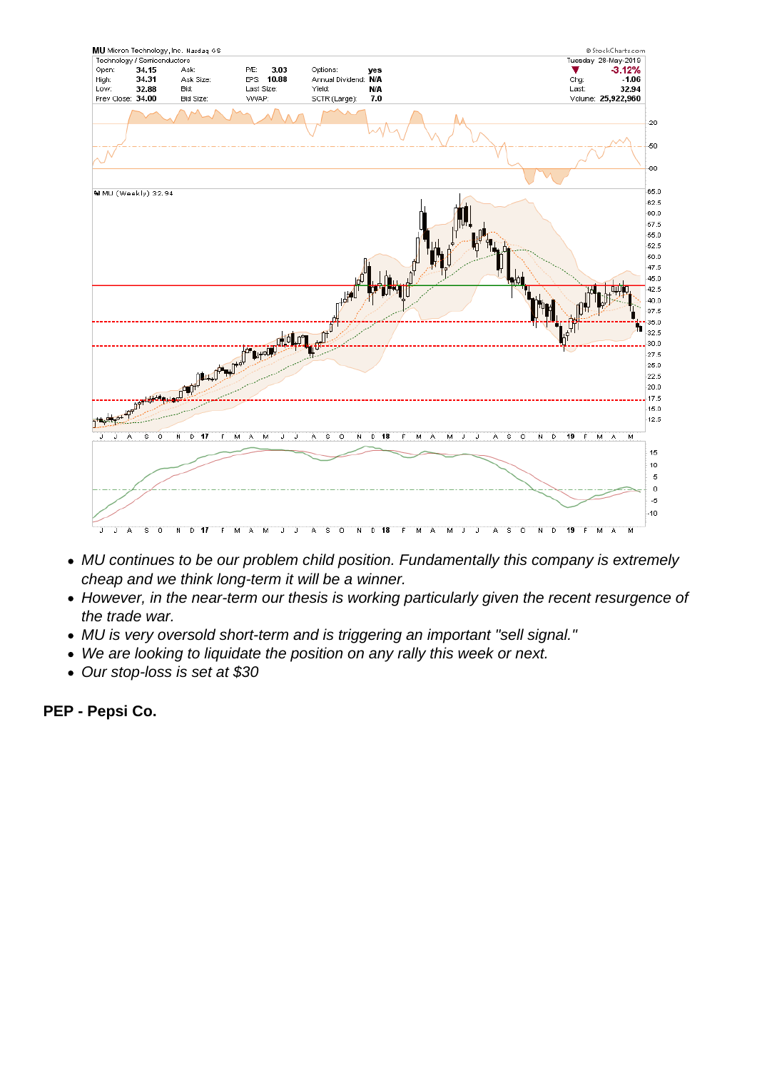- MU continues to be our problem child position. Fundamentally this company is extremely cheap and we think long-term it will be a winner.
- However, in the near-term our thesis is working particularly given the recent resurgence of the trade war.
- MU is very oversold short-term and is triggering an important "sell signal."
- We are looking to liquidate the position on any rally this week or next.
- Our stop-loss is set at $30

**PEP - Pepsi Co.**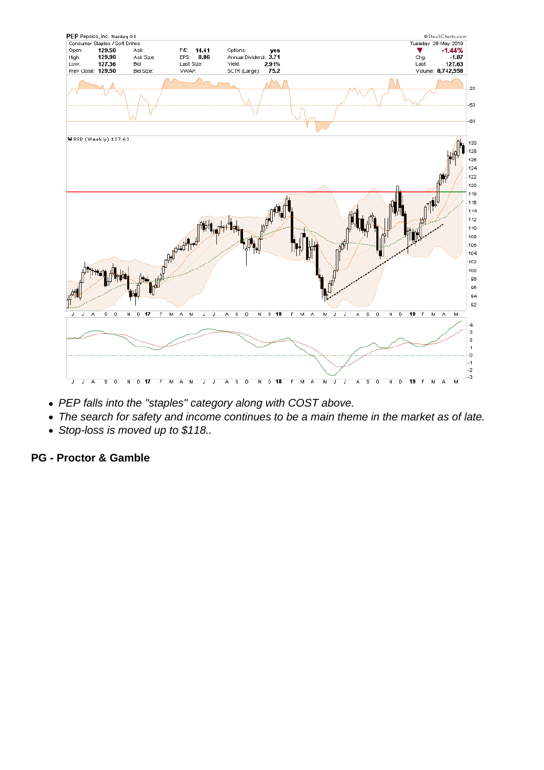- PEP falls into the "staples" category along with COST above.
- The search for safety and income continues to be a main theme in the market as of late.
- Stop-loss is moved up to $118..

**PG - Proctor & Gamble**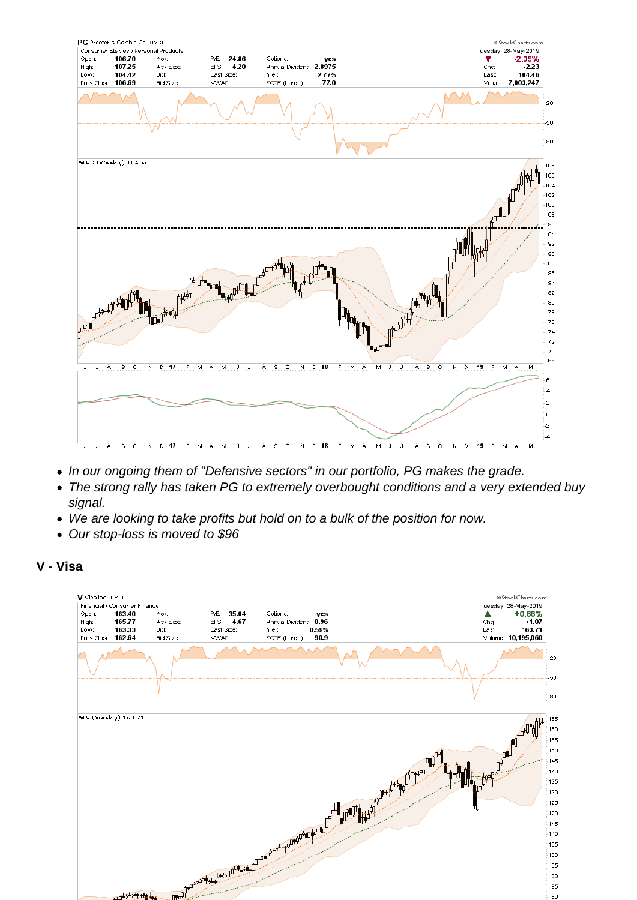- *In our ongoing them of "Defensive sectors" in our portfolio, PG makes the grade.*
- *The strong rally has taken PG to extremely overbought conditions and a very extended buy signal.*
- *We are looking to take profits but hold on to a bulk of the position for now.*
- *Our stop-loss is moved to $96*

## V - Visa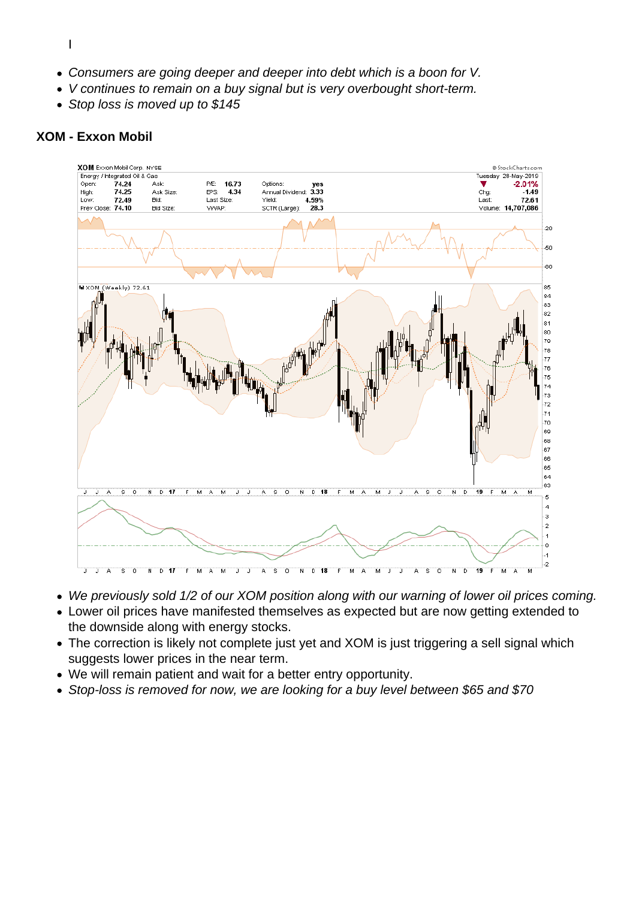- *Consumers are going deeper and deeper into debt which is a boon for V.*
- *V continues to remain on a buy signal but is very overbought short-term.*
- *Stop loss is moved up to $145*

**XOM - Exxon Mobil**

XOM Exxon Mobil Corp. NYSE
@StockCharts.com
Energy / Integrated Oil & Gas
Tuesday 28-May-2019
Open: 74.24
High: 74.25
Low: 72.49
Prev Close: 74.10
Ask:
Ask Size:
Bid:
Bid Size:
P/E: 16.73
EPS: 4.34
Last Size:
VWAP:
Options: yes
Annual Dividend: 3.33
Yield: 4.59%
SCTR (Large): 28.3
-2.01%
Chg: -1.49
Last: 72.61
Volume: 14,707,086

XOM (Weekly) 72.61

J J A S O N D 17 F M A M J J A S O N D 18 F M A M J J A S O N D 19 F M A M

- *We previously sold 1/2 of our XOM position along with our warning of lower oil prices coming.*
- Lower oil prices have manifested themselves as expected but are now getting extended to the downside along with energy stocks.
- The correction is likely not complete just yet and XOM is just triggering a sell signal which suggests lower prices in the near term.
- We will remain patient and wait for a better entry opportunity.
- *Stop-loss is removed for now, we are looking for a buy level between $65 and $70*